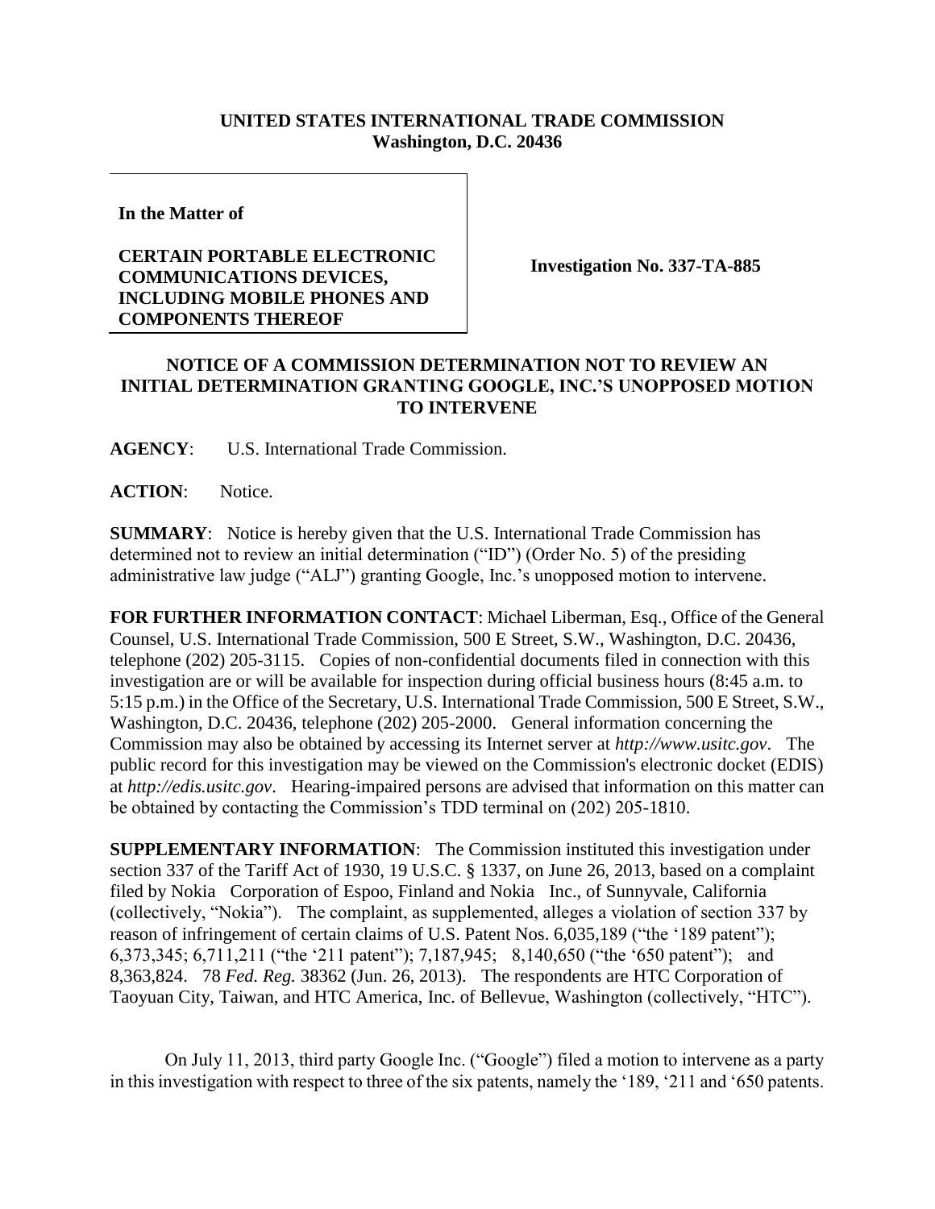**UNITED STATES INTERNATIONAL TRADE COMMISSION**
**Washington, D.C. 20436**

**In the Matter of**

**CERTAIN PORTABLE ELECTRONIC COMMUNICATIONS DEVICES, INCLUDING MOBILE PHONES AND COMPONENTS THEREOF**

**Investigation No. 337-TA-885**

**NOTICE OF A COMMISSION DETERMINATION NOT TO REVIEW AN INITIAL DETERMINATION GRANTING GOOGLE, INC.'S UNOPPOSED MOTION TO INTERVENE**

**AGENCY**: U.S. International Trade Commission.

**ACTION**: Notice.

**SUMMARY**: Notice is hereby given that the U.S. International Trade Commission has determined not to review an initial determination ("ID") (Order No. 5) of the presiding administrative law judge ("ALJ") granting Google, Inc.'s unopposed motion to intervene.

**FOR FURTHER INFORMATION CONTACT**: Michael Liberman, Esq., Office of the General Counsel, U.S. International Trade Commission, 500 E Street, S.W., Washington, D.C. 20436, telephone (202) 205-3115. Copies of non-confidential documents filed in connection with this investigation are or will be available for inspection during official business hours (8:45 a.m. to 5:15 p.m.) in the Office of the Secretary, U.S. International Trade Commission, 500 E Street, S.W., Washington, D.C. 20436, telephone (202) 205-2000. General information concerning the Commission may also be obtained by accessing its Internet server at *http://www.usitc.gov*. The public record for this investigation may be viewed on the Commission's electronic docket (EDIS) at *http://edis.usitc.gov*. Hearing-impaired persons are advised that information on this matter can be obtained by contacting the Commission's TDD terminal on (202) 205-1810.

**SUPPLEMENTARY INFORMATION**: The Commission instituted this investigation under section 337 of the Tariff Act of 1930, 19 U.S.C. § 1337, on June 26, 2013, based on a complaint filed by Nokia Corporation of Espoo, Finland and Nokia Inc., of Sunnyvale, California (collectively, "Nokia"). The complaint, as supplemented, alleges a violation of section 337 by reason of infringement of certain claims of U.S. Patent Nos. 6,035,189 ("the '189 patent"); 6,373,345; 6,711,211 ("the '211 patent"); 7,187,945; 8,140,650 ("the '650 patent"); and 8,363,824. 78 *Fed. Reg.* 38362 (Jun. 26, 2013). The respondents are HTC Corporation of Taoyuan City, Taiwan, and HTC America, Inc. of Bellevue, Washington (collectively, "HTC").

On July 11, 2013, third party Google Inc. ("Google") filed a motion to intervene as a party in this investigation with respect to three of the six patents, namely the '189, '211 and '650 patents.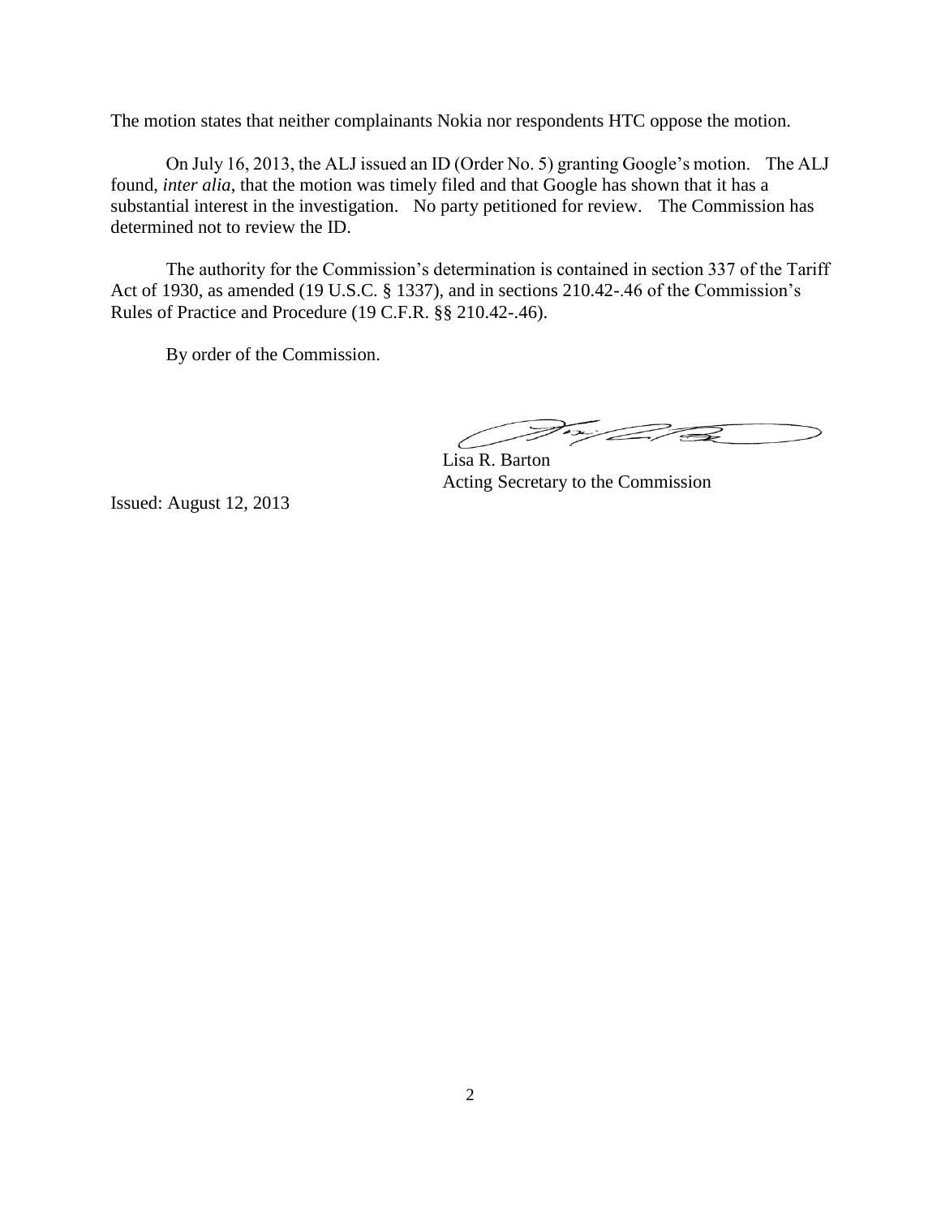The motion states that neither complainants Nokia nor respondents HTC oppose the motion.

On July 16, 2013, the ALJ issued an ID (Order No. 5) granting Google's motion. The ALJ found, *inter alia*, that the motion was timely filed and that Google has shown that it has a substantial interest in the investigation. No party petitioned for review. The Commission has determined not to review the ID.

The authority for the Commission's determination is contained in section 337 of the Tariff Act of 1930, as amended (19 U.S.C. § 1337), and in sections 210.42-.46 of the Commission's Rules of Practice and Procedure (19 C.F.R. §§ 210.42-.46).

By order of the Commission.

Lisa R. Barton
Acting Secretary to the Commission

Issued: August 12, 2013